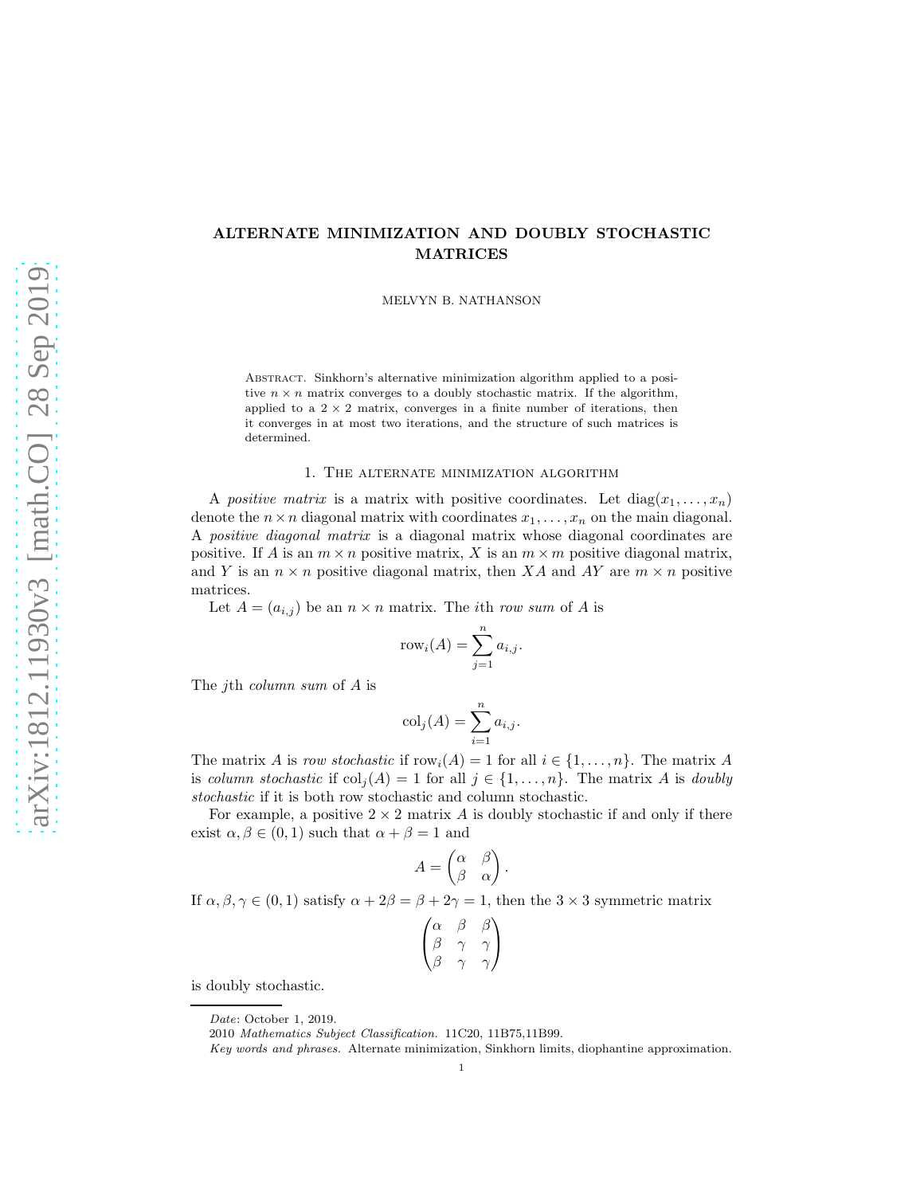# ALTERNATE MINIMIZATION AND DOUBLY STOCHASTIC MATRICES

MELVYN B. NATHANSON

Abstract. Sinkhorn's alternative minimization algorithm applied to a positive $n \times n$ matrix converges to a doubly stochastic matrix. If the algorithm, applied to a $2 \times 2$ matrix, converges in a finite number of iterations, then it converges in at most two iterations, and the structure of such matrices is determined.

## 1. The alternate minimization algorithm

A *positive matrix* is a matrix with positive coordinates. Let $\operatorname{diag}(x_1, \ldots, x_n)$ denote the $n \times n$ diagonal matrix with coordinates $x_1, \ldots, x_n$ on the main diagonal. A *positive diagonal matrix* is a diagonal matrix whose diagonal coordinates are positive. If $A$ is an $m \times n$ positive matrix, $X$ is an $m \times m$ positive diagonal matrix, and $Y$ is an $n \times n$ positive diagonal matrix, then $XA$ and $AY$ are $m \times n$ positive matrices.

Let $A = (a_{i,j})$ be an $n \times n$ matrix. The $i$th *row sum* of $A$ is

$$\operatorname{row}_i(A) = \sum_{j=1}^{n} a_{i,j}.$$

The $j$th *column sum* of $A$ is

$$\operatorname{col}_j(A) = \sum_{i=1}^{n} a_{i,j}.$$

The matrix $A$ is *row stochastic* if $\operatorname{row}_i(A) = 1$ for all $i \in \{1, \ldots, n\}$. The matrix $A$ is *column stochastic* if $\operatorname{col}_j(A) = 1$ for all $j \in \{1, \ldots, n\}$. The matrix $A$ is *doubly stochastic* if it is both row stochastic and column stochastic.

For example, a positive $2 \times 2$ matrix $A$ is doubly stochastic if and only if there exist $\alpha, \beta \in (0,1)$ such that $\alpha + \beta = 1$ and

$$A = \begin{pmatrix} \alpha & \beta \\ \beta & \alpha \end{pmatrix}.$$

If $\alpha, \beta, \gamma \in (0,1)$ satisfy $\alpha + 2\beta = \beta + 2\gamma = 1$, then the $3 \times 3$ symmetric matrix

$$\begin{pmatrix} \alpha & \beta & \beta \\ \beta & \gamma & \gamma \\ \beta & \gamma & \gamma \end{pmatrix}$$

is doubly stochastic.

*Date*: October 1, 2019.

2010 *Mathematics Subject Classification.* 11C20, 11B75,11B99.

*Key words and phrases.* Alternate minimization, Sinkhorn limits, diophantine approximation.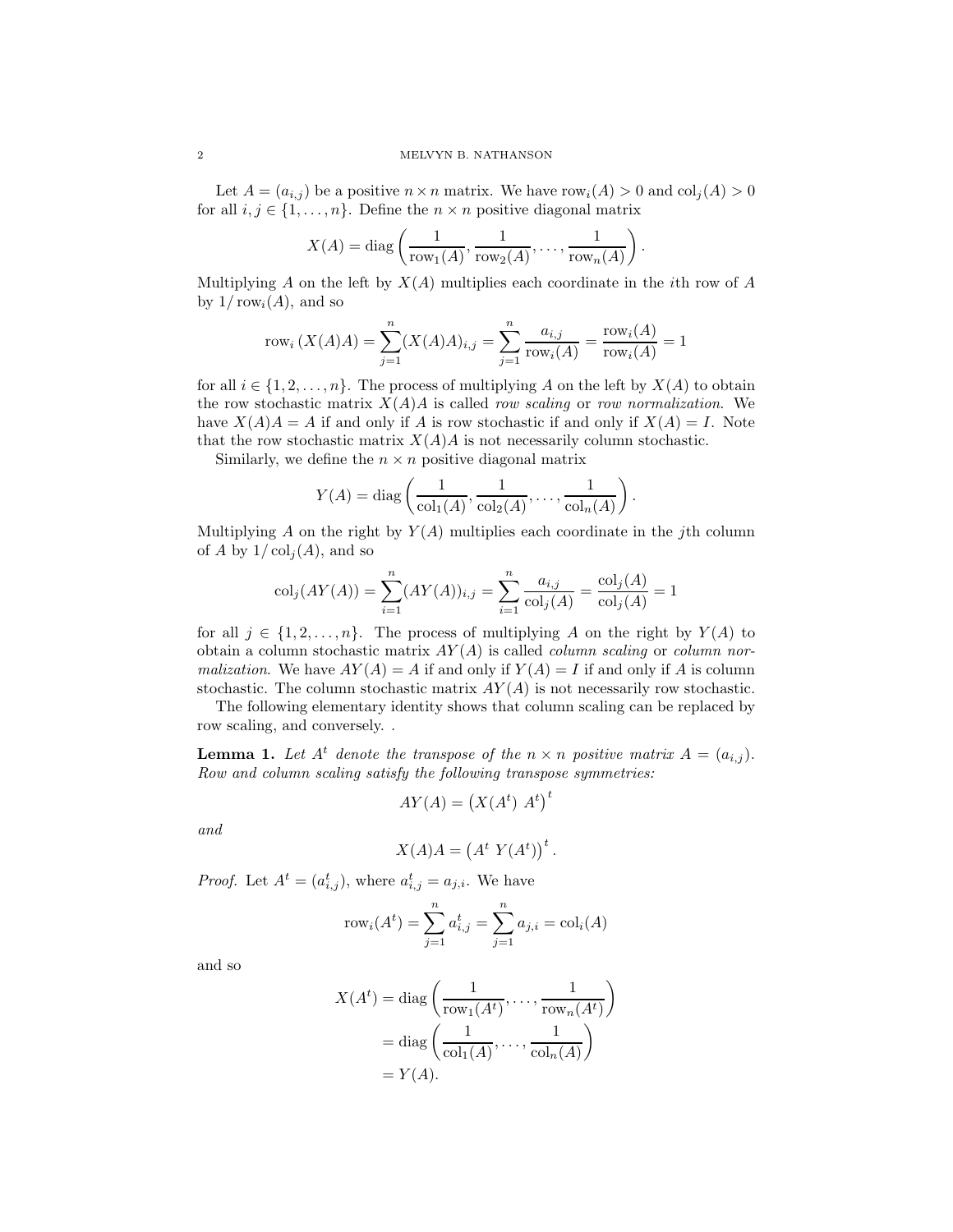Let $A = (a_{i,j})$ be a positive $n \times n$ matrix. We have $\text{row}_i(A) > 0$ and $\text{col}_j(A) > 0$ for all $i, j \in \{1, \ldots, n\}$. Define the $n \times n$ positive diagonal matrix

$$X(A) = \text{diag}\left( \frac{1}{\text{row}_1(A)}, \frac{1}{\text{row}_2(A)}, \ldots, \frac{1}{\text{row}_n(A)} \right).$$

Multiplying $A$ on the left by $X(A)$ multiplies each coordinate in the $i$th row of $A$ by $1/\text{row}_i(A)$, and so

$$\text{row}_i\left(X(A)A\right) = \sum_{j=1}^{n} (X(A)A)_{i,j} = \sum_{j=1}^{n} \frac{a_{i,j}}{\text{row}_i(A)} = \frac{\text{row}_i(A)}{\text{row}_i(A)} = 1$$

for all $i \in \{1, 2, \ldots, n\}$. The process of multiplying $A$ on the left by $X(A)$ to obtain the row stochastic matrix $X(A)A$ is called *row scaling* or *row normalization*. We have $X(A)A = A$ if and only if $A$ is row stochastic if and only if $X(A) = I$. Note that the row stochastic matrix $X(A)A$ is not necessarily column stochastic.

Similarly, we define the $n \times n$ positive diagonal matrix

$$Y(A) = \text{diag}\left( \frac{1}{\text{col}_1(A)}, \frac{1}{\text{col}_2(A)}, \ldots, \frac{1}{\text{col}_n(A)} \right).$$

Multiplying $A$ on the right by $Y(A)$ multiplies each coordinate in the $j$th column of $A$ by $1/\text{col}_j(A)$, and so

$$\text{col}_j(AY(A)) = \sum_{i=1}^{n} (AY(A))_{i,j} = \sum_{i=1}^{n} \frac{a_{i,j}}{\text{col}_j(A)} = \frac{\text{col}_j(A)}{\text{col}_j(A)} = 1$$

for all $j \in \{1, 2, \ldots, n\}$. The process of multiplying $A$ on the right by $Y(A)$ to obtain a column stochastic matrix $AY(A)$ is called *column scaling* or *column normalization*. We have $AY(A) = A$ if and only if $Y(A) = I$ if and only if $A$ is column stochastic. The column stochastic matrix $AY(A)$ is not necessarily row stochastic.

The following elementary identity shows that column scaling can be replaced by row scaling, and conversely. .

**Lemma 1.** *Let $A^t$ denote the transpose of the $n \times n$ positive matrix $A = (a_{i,j})$. Row and column scaling satisfy the following transpose symmetries:*

$$AY(A) = \left(X(A^t)\ A^t\right)^t$$

*and*

$$X(A)A = \left(A^t\ Y(A^t)\right)^t.$$

*Proof.* Let $A^t = (a^t_{i,j})$, where $a^t_{i,j} = a_{j,i}$. We have

$$\text{row}_i(A^t) = \sum_{j=1}^{n} a^t_{i,j} = \sum_{j=1}^{n} a_{j,i} = \text{col}_i(A)$$

and so

$$\begin{aligned} X(A^t) &= \text{diag}\left( \frac{1}{\text{row}_1(A^t)}, \ldots, \frac{1}{\text{row}_n(A^t)} \right) \\ &= \text{diag}\left( \frac{1}{\text{col}_1(A)}, \ldots, \frac{1}{\text{col}_n(A)} \right) \\ &= Y(A). \end{aligned}$$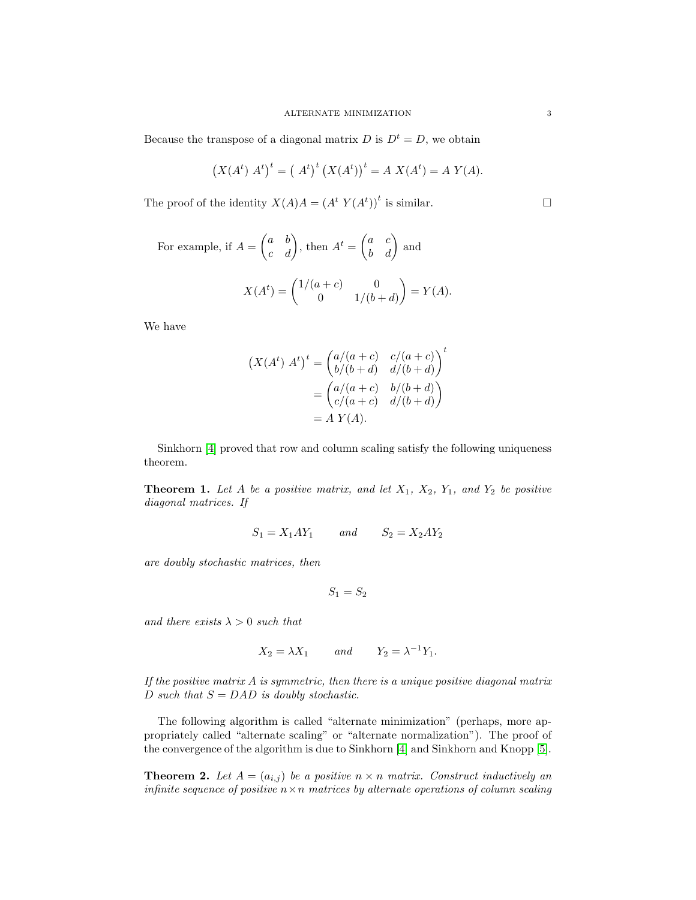Because the transpose of a diagonal matrix $D$ is $D^t = D$, we obtain

$$\left(X(A^t)\ A^t\right)^t = \left(\ A^t\right)^t \left(X(A^t)\right)^t = A\ X(A^t) = A\ Y(A).$$

The proof of the identity $X(A)A = \left(A^t\ Y(A^t)\right)^t$ is similar. $\square$

For example, if $A = \begin{pmatrix} a & b \\ c & d \end{pmatrix}$, then $A^t = \begin{pmatrix} a & c \\ b & d \end{pmatrix}$ and

$$X(A^t) = \begin{pmatrix} 1/(a+c) & 0 \\ 0 & 1/(b+d) \end{pmatrix} = Y(A).$$

We have

$$\begin{aligned}
\left(X(A^t)\ A^t\right)^t &= \begin{pmatrix} a/(a+c) & c/(a+c) \\ b/(b+d) & d/(b+d) \end{pmatrix}^t \\
&= \begin{pmatrix} a/(a+c) & b/(b+d) \\ c/(a+c) & d/(b+d) \end{pmatrix} \\
&= A\ Y(A).
\end{aligned}$$

Sinkhorn [4] proved that row and column scaling satisfy the following uniqueness theorem.

**Theorem 1.** *Let $A$ be a positive matrix, and let $X_1$, $X_2$, $Y_1$, and $Y_2$ be positive diagonal matrices. If*

$$S_1 = X_1 A Y_1 \qquad \textit{and} \qquad S_2 = X_2 A Y_2$$

*are doubly stochastic matrices, then*

$$S_1 = S_2$$

*and there exists $\lambda > 0$ such that*

$$X_2 = \lambda X_1 \qquad \textit{and} \qquad Y_2 = \lambda^{-1} Y_1.$$

*If the positive matrix $A$ is symmetric, then there is a unique positive diagonal matrix $D$ such that $S = DAD$ is doubly stochastic.*

The following algorithm is called "alternate minimization" (perhaps, more appropriately called "alternate scaling" or "alternate normalization"). The proof of the convergence of the algorithm is due to Sinkhorn [4] and Sinkhorn and Knopp [5].

**Theorem 2.** *Let $A = (a_{i,j})$ be a positive $n \times n$ matrix. Construct inductively an infinite sequence of positive $n \times n$ matrices by alternate operations of column scaling*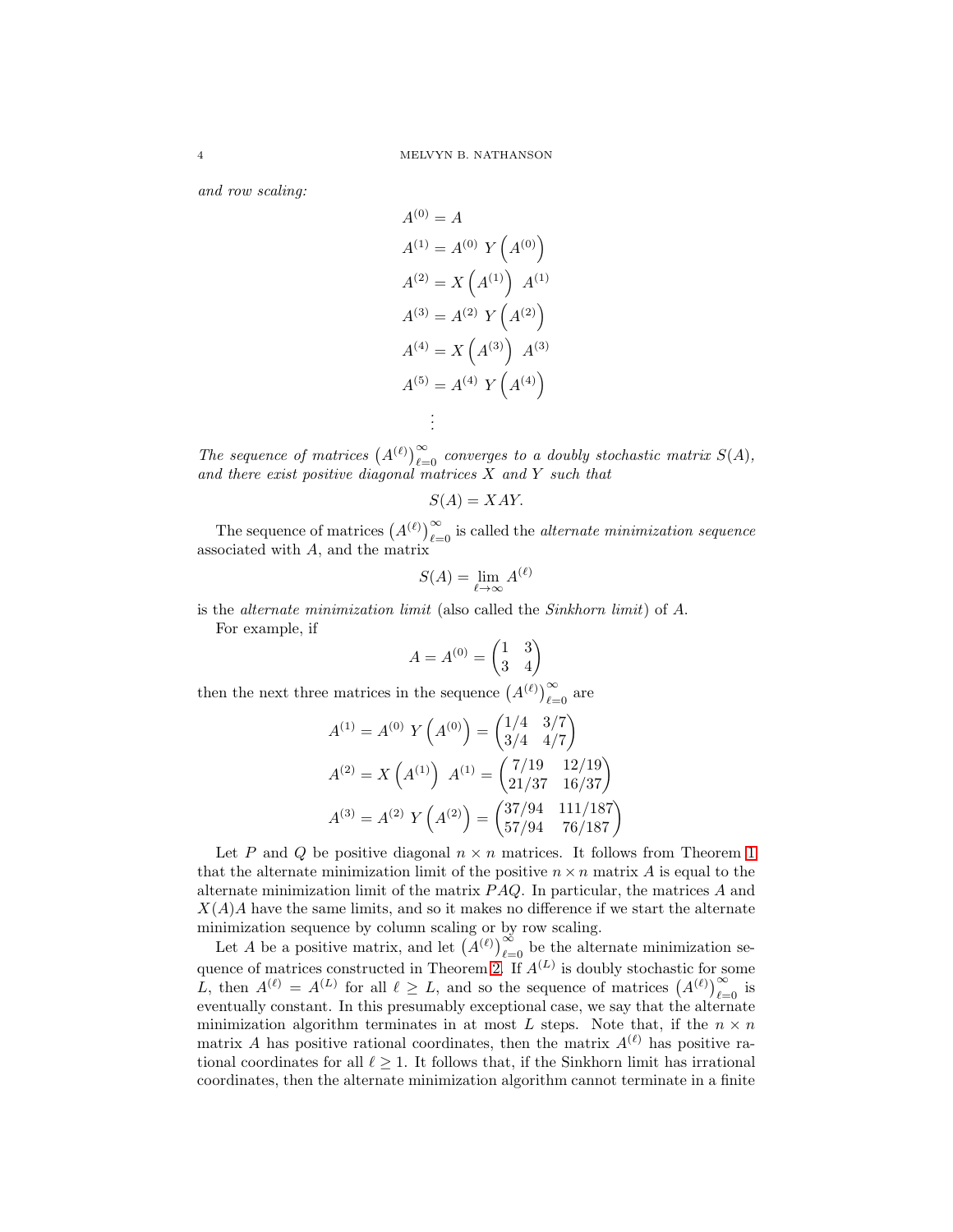*and row scaling:*

$$
\begin{aligned}
A^{(0)} &= A \\
A^{(1)} &= A^{(0)}\ Y\left(A^{(0)}\right) \\
A^{(2)} &= X\left(A^{(1)}\right)\ A^{(1)} \\
A^{(3)} &= A^{(2)}\ Y\left(A^{(2)}\right) \\
A^{(4)} &= X\left(A^{(3)}\right)\ A^{(3)} \\
A^{(5)} &= A^{(4)}\ Y\left(A^{(4)}\right) \\
&\ \ \vdots
\end{aligned}
$$

*The sequence of matrices $\left(A^{(\ell)}\right)_{\ell=0}^{\infty}$ converges to a doubly stochastic matrix $S(A)$, and there exist positive diagonal matrices $X$ and $Y$ such that*

$$
S(A) = XAY.
$$

The sequence of matrices $\left(A^{(\ell)}\right)_{\ell=0}^{\infty}$ is called the *alternate minimization sequence* associated with $A$, and the matrix

$$
S(A) = \lim_{\ell \to \infty} A^{(\ell)}
$$

is the *alternate minimization limit* (also called the *Sinkhorn limit*) of $A$.

For example, if

$$
A = A^{(0)} = \begin{pmatrix} 1 & 3 \\ 3 & 4 \end{pmatrix}
$$

then the next three matrices in the sequence $\left(A^{(\ell)}\right)_{\ell=0}^{\infty}$ are

$$
\begin{aligned}
A^{(1)} &= A^{(0)}\ Y\left(A^{(0)}\right) = \begin{pmatrix} 1/4 & 3/7 \\ 3/4 & 4/7 \end{pmatrix} \\
A^{(2)} &= X\left(A^{(1)}\right)\ A^{(1)} = \begin{pmatrix} 7/19 & 12/19 \\ 21/37 & 16/37 \end{pmatrix} \\
A^{(3)} &= A^{(2)}\ Y\left(A^{(2)}\right) = \begin{pmatrix} 37/94 & 111/187 \\ 57/94 & 76/187 \end{pmatrix}
\end{aligned}
$$

Let $P$ and $Q$ be positive diagonal $n \times n$ matrices. It follows from Theorem 1 that the alternate minimization limit of the positive $n \times n$ matrix $A$ is equal to the alternate minimization limit of the matrix $PAQ$. In particular, the matrices $A$ and $X(A)A$ have the same limits, and so it makes no difference if we start the alternate minimization sequence by column scaling or by row scaling.

Let $A$ be a positive matrix, and let $\left(A^{(\ell)}\right)_{\ell=0}^{\infty}$ be the alternate minimization sequence of matrices constructed in Theorem 2. If $A^{(L)}$ is doubly stochastic for some $L$, then $A^{(\ell)} = A^{(L)}$ for all $\ell \geq L$, and so the sequence of matrices $\left(A^{(\ell)}\right)_{\ell=0}^{\infty}$ is eventually constant. In this presumably exceptional case, we say that the alternate minimization algorithm terminates in at most $L$ steps. Note that, if the $n \times n$ matrix $A$ has positive rational coordinates, then the matrix $A^{(\ell)}$ has positive rational coordinates for all $\ell \geq 1$. It follows that, if the Sinkhorn limit has irrational coordinates, then the alternate minimization algorithm cannot terminate in a finite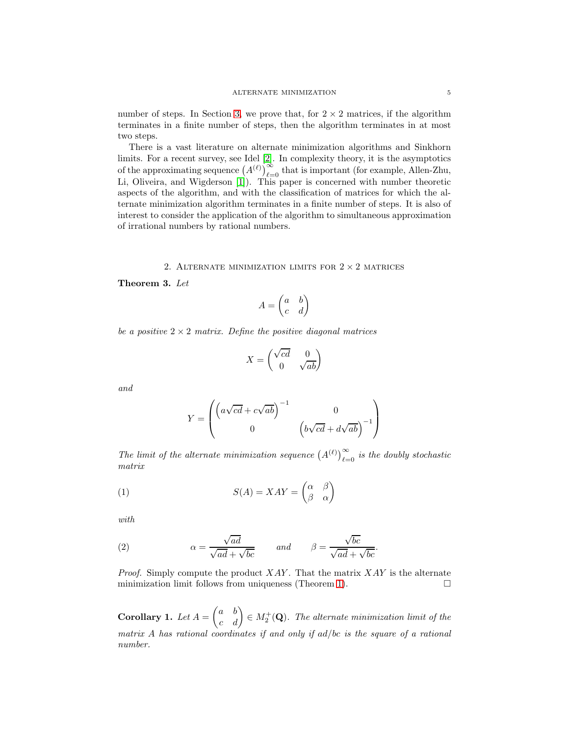number of steps. In Section 3, we prove that, for $2 \times 2$ matrices, if the algorithm terminates in a finite number of steps, then the algorithm terminates in at most two steps.

There is a vast literature on alternate minimization algorithms and Sinkhorn limits. For a recent survey, see Idel [2]. In complexity theory, it is the asymptotics of the approximating sequence $\left(A^{(\ell)}\right)_{\ell=0}^{\infty}$ that is important (for example, Allen-Zhu, Li, Oliveira, and Wigderson [1]). This paper is concerned with number theoretic aspects of the algorithm, and with the classification of matrices for which the alternate minimization algorithm terminates in a finite number of steps. It is also of interest to consider the application of the algorithm to simultaneous approximation of irrational numbers by rational numbers.

## 2. Alternate minimization limits for $2 \times 2$ matrices

**Theorem 3.** *Let*

$$A = \begin{pmatrix} a & b \\ c & d \end{pmatrix}$$

*be a positive $2 \times 2$ matrix. Define the positive diagonal matrices*

$$X = \begin{pmatrix} \sqrt{cd} & 0 \\ 0 & \sqrt{ab} \end{pmatrix}$$

*and*

$$Y = \begin{pmatrix} \left(a\sqrt{cd} + c\sqrt{ab}\right)^{-1} & 0 \\ 0 & \left(b\sqrt{cd} + d\sqrt{ab}\right)^{-1} \end{pmatrix}$$

*The limit of the alternate minimization sequence $\left(A^{(\ell)}\right)_{\ell=0}^{\infty}$ is the doubly stochastic matrix*

$$S(A) = XAY = \begin{pmatrix} \alpha & \beta \\ \beta & \alpha \end{pmatrix} \tag{1}$$

*with*

$$\alpha = \frac{\sqrt{ad}}{\sqrt{ad} + \sqrt{bc}} \qquad \text{and} \qquad \beta = \frac{\sqrt{bc}}{\sqrt{ad} + \sqrt{bc}}. \tag{2}$$

*Proof.* Simply compute the product $XAY$. That the matrix $XAY$ is the alternate minimization limit follows from uniqueness (Theorem 1). □

**Corollary 1.** *Let $A = \begin{pmatrix} a & b \\ c & d \end{pmatrix} \in M_2^+(\mathbf{Q})$. The alternate minimization limit of the matrix $A$ has rational coordinates if and only if $ad/bc$ is the square of a rational number.*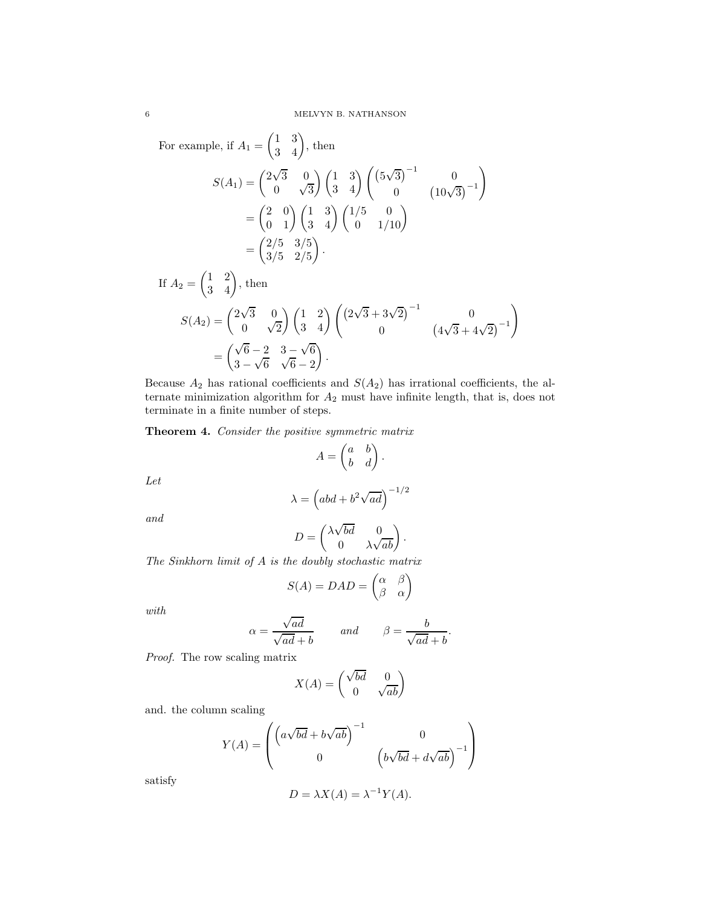For example, if $A_1 = \begin{pmatrix} 1 & 3 \\ 3 & 4 \end{pmatrix}$, then

$$
\begin{aligned}
S(A_1) &= \begin{pmatrix} 2\sqrt{3} & 0 \\ 0 & \sqrt{3} \end{pmatrix} \begin{pmatrix} 1 & 3 \\ 3 & 4 \end{pmatrix} \begin{pmatrix} \left(5\sqrt{3}\right)^{-1} & 0 \\ 0 & \left(10\sqrt{3}\right)^{-1} \end{pmatrix} \\
&= \begin{pmatrix} 2 & 0 \\ 0 & 1 \end{pmatrix} \begin{pmatrix} 1 & 3 \\ 3 & 4 \end{pmatrix} \begin{pmatrix} 1/5 & 0 \\ 0 & 1/10 \end{pmatrix} \\
&= \begin{pmatrix} 2/5 & 3/5 \\ 3/5 & 2/5 \end{pmatrix}.
\end{aligned}
$$

If $A_2 = \begin{pmatrix} 1 & 2 \\ 3 & 4 \end{pmatrix}$, then

$$
\begin{aligned}
S(A_2) &= \begin{pmatrix} 2\sqrt{3} & 0 \\ 0 & \sqrt{2} \end{pmatrix} \begin{pmatrix} 1 & 2 \\ 3 & 4 \end{pmatrix} \begin{pmatrix} \left(2\sqrt{3} + 3\sqrt{2}\right)^{-1} & 0 \\ 0 & \left(4\sqrt{3} + 4\sqrt{2}\right)^{-1} \end{pmatrix} \\
&= \begin{pmatrix} \sqrt{6} - 2 & 3 - \sqrt{6} \\ 3 - \sqrt{6} & \sqrt{6} - 2 \end{pmatrix}.
\end{aligned}
$$

Because $A_2$ has rational coefficients and $S(A_2)$ has irrational coefficients, the alternate minimization algorithm for $A_2$ must have infinite length, that is, does not terminate in a finite number of steps.

**Theorem 4.** *Consider the positive symmetric matrix*

$$
A = \begin{pmatrix} a & b \\ b & d \end{pmatrix}.
$$

*Let*

$$
\lambda = \left(abd + b^2\sqrt{ad}\right)^{-1/2}
$$

*and*

$$
D = \begin{pmatrix} \lambda\sqrt{bd} & 0 \\ 0 & \lambda\sqrt{ab} \end{pmatrix}.
$$

*The Sinkhorn limit of $A$ is the doubly stochastic matrix*

$$
S(A) = DAD = \begin{pmatrix} \alpha & \beta \\ \beta & \alpha \end{pmatrix}
$$

*with*

$$
\alpha = \frac{\sqrt{ad}}{\sqrt{ad} + b} \qquad \text{and} \qquad \beta = \frac{b}{\sqrt{ad} + b}.
$$

*Proof.* The row scaling matrix

$$
X(A) = \begin{pmatrix} \sqrt{bd} & 0 \\ 0 & \sqrt{ab} \end{pmatrix}
$$

and. the column scaling

$$
Y(A) = \begin{pmatrix} \left(a\sqrt{bd} + b\sqrt{ab}\right)^{-1} & 0 \\ 0 & \left(b\sqrt{bd} + d\sqrt{ab}\right)^{-1} \end{pmatrix}
$$

satisfy

$$
D = \lambda X(A) = \lambda^{-1} Y(A).
$$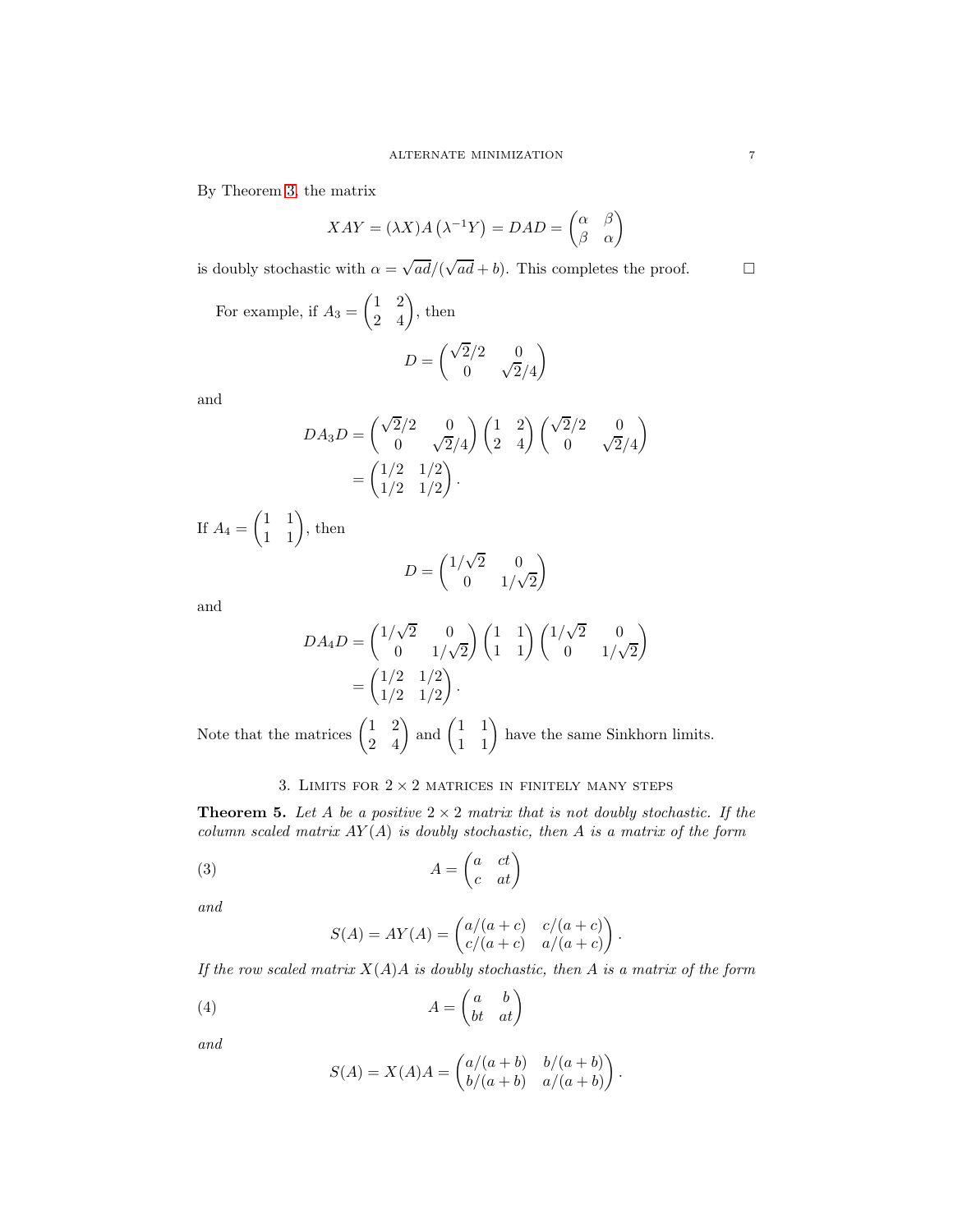By Theorem 3, the matrix

$$XAY = (\lambda X)A\left(\lambda^{-1}Y\right) = DAD = \begin{pmatrix} \alpha & \beta \\ \beta & \alpha \end{pmatrix}$$

is doubly stochastic with $\alpha = \sqrt{ad}/(\sqrt{ad}+b)$. This completes the proof. $\square$

For example, if $A_3 = \begin{pmatrix} 1 & 2 \\ 2 & 4 \end{pmatrix}$, then

$$D = \begin{pmatrix} \sqrt{2}/2 & 0 \\ 0 & \sqrt{2}/4 \end{pmatrix}$$

and

$$\begin{aligned} DA_3D &= \begin{pmatrix} \sqrt{2}/2 & 0 \\ 0 & \sqrt{2}/4 \end{pmatrix} \begin{pmatrix} 1 & 2 \\ 2 & 4 \end{pmatrix} \begin{pmatrix} \sqrt{2}/2 & 0 \\ 0 & \sqrt{2}/4 \end{pmatrix} \\ &= \begin{pmatrix} 1/2 & 1/2 \\ 1/2 & 1/2 \end{pmatrix}. \end{aligned}$$

If $A_4 = \begin{pmatrix} 1 & 1 \\ 1 & 1 \end{pmatrix}$, then

$$D = \begin{pmatrix} 1/\sqrt{2} & 0 \\ 0 & 1/\sqrt{2} \end{pmatrix}$$

and

$$\begin{aligned} DA_4D &= \begin{pmatrix} 1/\sqrt{2} & 0 \\ 0 & 1/\sqrt{2} \end{pmatrix} \begin{pmatrix} 1 & 1 \\ 1 & 1 \end{pmatrix} \begin{pmatrix} 1/\sqrt{2} & 0 \\ 0 & 1/\sqrt{2} \end{pmatrix} \\ &= \begin{pmatrix} 1/2 & 1/2 \\ 1/2 & 1/2 \end{pmatrix}. \end{aligned}$$

Note that the matrices $\begin{pmatrix} 1 & 2 \\ 2 & 4 \end{pmatrix}$ and $\begin{pmatrix} 1 & 1 \\ 1 & 1 \end{pmatrix}$ have the same Sinkhorn limits.

## 3. Limits for $2 \times 2$ matrices in finitely many steps

**Theorem 5.** *Let $A$ be a positive $2 \times 2$ matrix that is not doubly stochastic. If the column scaled matrix $AY(A)$ is doubly stochastic, then $A$ is a matrix of the form*

$$A = \begin{pmatrix} a & ct \\ c & at \end{pmatrix} \tag{3}$$

*and*

$$S(A) = AY(A) = \begin{pmatrix} a/(a+c) & c/(a+c) \\ c/(a+c) & a/(a+c) \end{pmatrix}.$$

*If the row scaled matrix $X(A)A$ is doubly stochastic, then $A$ is a matrix of the form*

$$A = \begin{pmatrix} a & b \\ bt & at \end{pmatrix} \tag{4}$$

*and*

$$S(A) = X(A)A = \begin{pmatrix} a/(a+b) & b/(a+b) \\ b/(a+b) & a/(a+b) \end{pmatrix}.$$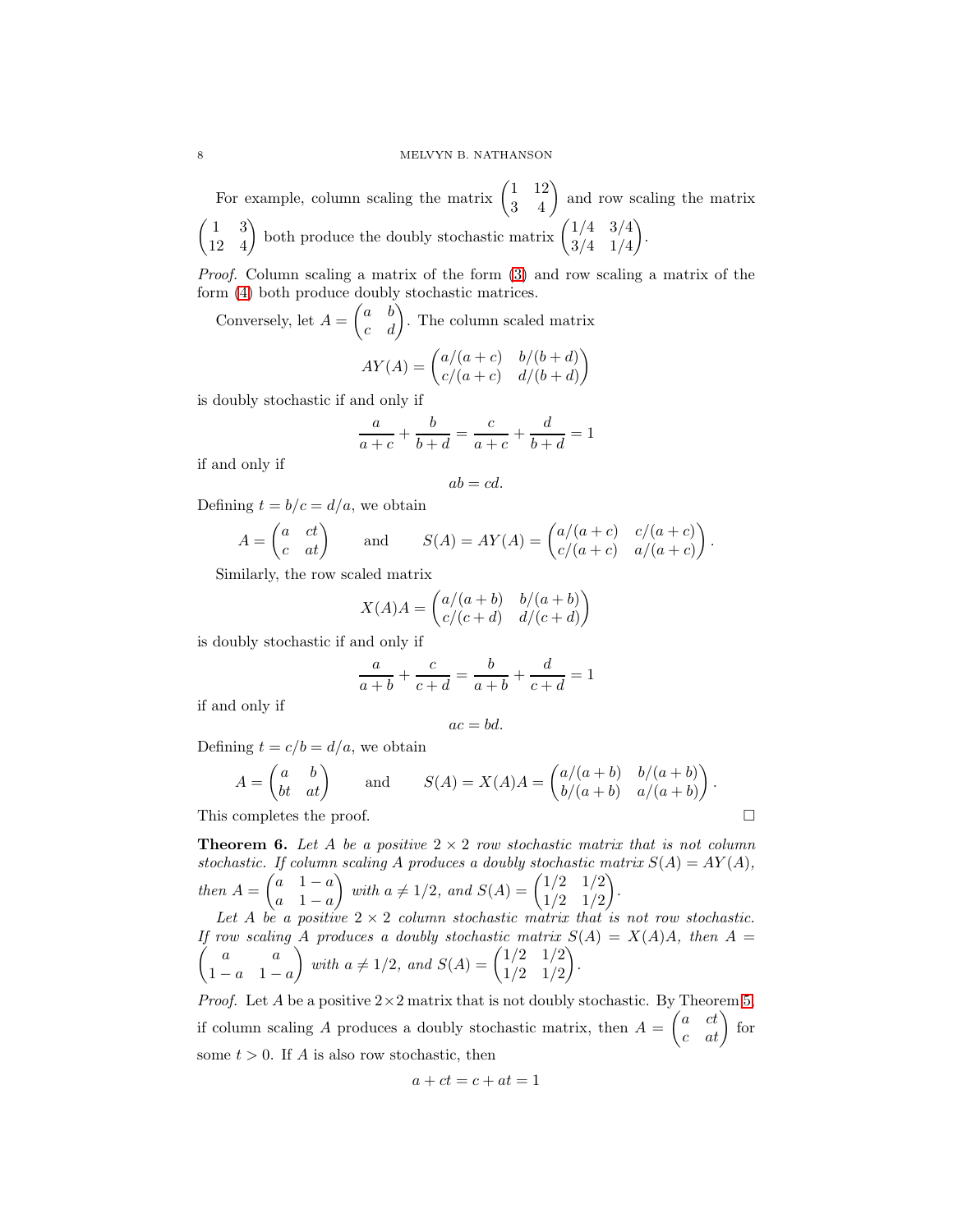For example, column scaling the matrix $\begin{pmatrix} 1 & 12 \\ 3 & 4 \end{pmatrix}$ and row scaling the matrix $\begin{pmatrix} 1 & 3 \\ 12 & 4 \end{pmatrix}$ both produce the doubly stochastic matrix $\begin{pmatrix} 1/4 & 3/4 \\ 3/4 & 1/4 \end{pmatrix}$.

*Proof.* Column scaling a matrix of the form (3) and row scaling a matrix of the form (4) both produce doubly stochastic matrices.

Conversely, let $A = \begin{pmatrix} a & b \\ c & d \end{pmatrix}$. The column scaled matrix

$$AY(A) = \begin{pmatrix} a/(a+c) & b/(b+d) \\ c/(a+c) & d/(b+d) \end{pmatrix}$$

is doubly stochastic if and only if

$$\frac{a}{a+c} + \frac{b}{b+d} = \frac{c}{a+c} + \frac{d}{b+d} = 1$$

if and only if

$$ab = cd.$$

Defining $t = b/c = d/a$, we obtain

$$A = \begin{pmatrix} a & ct \\ c & at \end{pmatrix} \qquad \text{and} \qquad S(A) = AY(A) = \begin{pmatrix} a/(a+c) & c/(a+c) \\ c/(a+c) & a/(a+c) \end{pmatrix}.$$

Similarly, the row scaled matrix

$$X(A)A = \begin{pmatrix} a/(a+b) & b/(a+b) \\ c/(c+d) & d/(c+d) \end{pmatrix}$$

is doubly stochastic if and only if

$$\frac{a}{a+b} + \frac{c}{c+d} = \frac{b}{a+b} + \frac{d}{c+d} = 1$$

if and only if

$$ac = bd.$$

Defining $t = c/b = d/a$, we obtain

$$A = \begin{pmatrix} a & b \\ bt & at \end{pmatrix} \qquad \text{and} \qquad S(A) = X(A)A = \begin{pmatrix} a/(a+b) & b/(a+b) \\ b/(a+b) & a/(a+b) \end{pmatrix}.$$

This completes the proof. □

**Theorem 6.** *Let $A$ be a positive $2 \times 2$ row stochastic matrix that is not column stochastic. If column scaling $A$ produces a doubly stochastic matrix $S(A) = AY(A)$, then $A = \begin{pmatrix} a & 1-a \\ a & 1-a \end{pmatrix}$ with $a \neq 1/2$, and $S(A) = \begin{pmatrix} 1/2 & 1/2 \\ 1/2 & 1/2 \end{pmatrix}$.*

*Let $A$ be a positive $2 \times 2$ column stochastic matrix that is not row stochastic. If row scaling $A$ produces a doubly stochastic matrix $S(A) = X(A)A$, then $A = \begin{pmatrix} a & a \\ 1-a & 1-a \end{pmatrix}$ with $a \neq 1/2$, and $S(A) = \begin{pmatrix} 1/2 & 1/2 \\ 1/2 & 1/2 \end{pmatrix}$.*

*Proof.* Let $A$ be a positive $2 \times 2$ matrix that is not doubly stochastic. By Theorem 5, if column scaling $A$ produces a doubly stochastic matrix, then $A = \begin{pmatrix} a & ct \\ c & at \end{pmatrix}$ for some $t > 0$. If $A$ is also row stochastic, then

$$a + ct = c + at = 1$$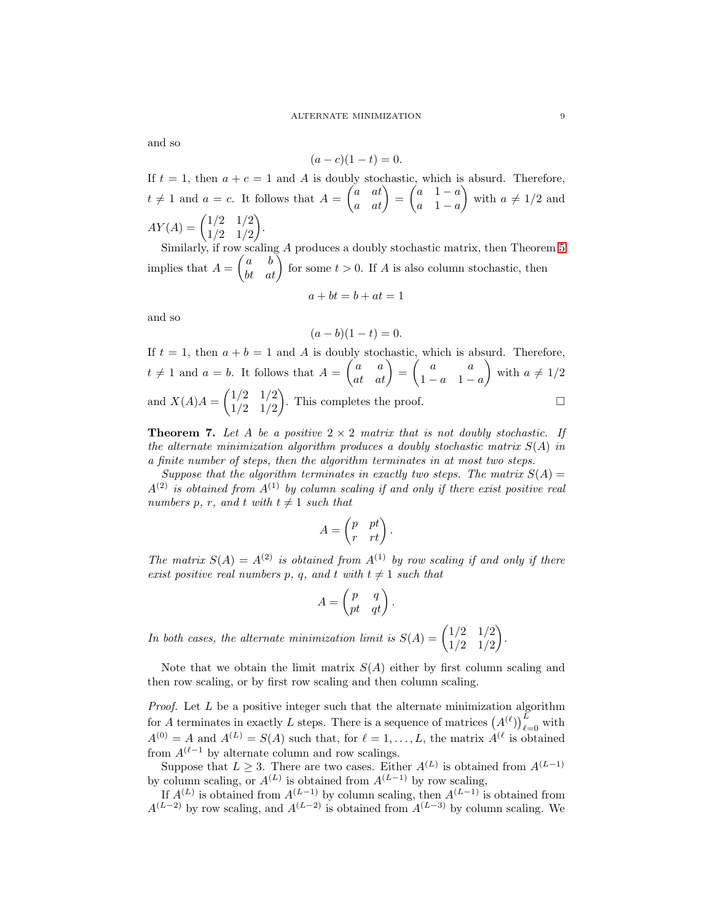and so

$$(a-c)(1-t) = 0.$$

If $t = 1$, then $a + c = 1$ and $A$ is doubly stochastic, which is absurd. Therefore, $t \neq 1$ and $a = c$. It follows that $A = \begin{pmatrix} a & at \\ a & at \end{pmatrix} = \begin{pmatrix} a & 1-a \\ a & 1-a \end{pmatrix}$ with $a \neq 1/2$ and $AY(A) = \begin{pmatrix} 1/2 & 1/2 \\ 1/2 & 1/2 \end{pmatrix}$.

Similarly, if row scaling $A$ produces a doubly stochastic matrix, then Theorem 5 implies that $A = \begin{pmatrix} a & b \\ bt & at \end{pmatrix}$ for some $t > 0$. If $A$ is also column stochastic, then

$$a + bt = b + at = 1$$

and so

$$(a-b)(1-t) = 0.$$

If $t = 1$, then $a + b = 1$ and $A$ is doubly stochastic, which is absurd. Therefore, $t \neq 1$ and $a = b$. It follows that $A = \begin{pmatrix} a & a \\ at & at \end{pmatrix} = \begin{pmatrix} a & a \\ 1-a & 1-a \end{pmatrix}$ with $a \neq 1/2$ and $X(A)A = \begin{pmatrix} 1/2 & 1/2 \\ 1/2 & 1/2 \end{pmatrix}$. This completes the proof. □

**Theorem 7.** *Let $A$ be a positive $2 \times 2$ matrix that is not doubly stochastic. If the alternate minimization algorithm produces a doubly stochastic matrix $S(A)$ in a finite number of steps, then the algorithm terminates in at most two steps.*

*Suppose that the algorithm terminates in exactly two steps. The matrix $S(A) = A^{(2)}$ is obtained from $A^{(1)}$ by column scaling if and only if there exist positive real numbers $p$, $r$, and $t$ with $t \neq 1$ such that*

$$A = \begin{pmatrix} p & pt \\ r & rt \end{pmatrix}.$$

*The matrix $S(A) = A^{(2)}$ is obtained from $A^{(1)}$ by row scaling if and only if there exist positive real numbers $p$, $q$, and $t$ with $t \neq 1$ such that*

$$A = \begin{pmatrix} p & q \\ pt & qt \end{pmatrix}.$$

*In both cases, the alternate minimization limit is $S(A) = \begin{pmatrix} 1/2 & 1/2 \\ 1/2 & 1/2 \end{pmatrix}$.*

Note that we obtain the limit matrix $S(A)$ either by first column scaling and then row scaling, or by first row scaling and then column scaling.

*Proof.* Let $L$ be a positive integer such that the alternate minimization algorithm for $A$ terminates in exactly $L$ steps. There is a sequence of matrices $\left(A^{(\ell)}\right)_{\ell=0}^{L}$ with $A^{(0)} = A$ and $A^{(L)} = S(A)$ such that, for $\ell = 1, \ldots, L$, the matrix $A^{(\ell}$ is obtained from $A^{(\ell-1}$ by alternate column and row scalings.

Suppose that $L \geq 3$. There are two cases. Either $A^{(L)}$ is obtained from $A^{(L-1)}$ by column scaling, or $A^{(L)}$ is obtained from $A^{(L-1)}$ by row scaling,

If $A^{(L)}$ is obtained from $A^{(L-1)}$ by column scaling, then $A^{(L-1)}$ is obtained from $A^{(L-2)}$ by row scaling, and $A^{(L-2)}$ is obtained from $A^{(L-3)}$ by column scaling. We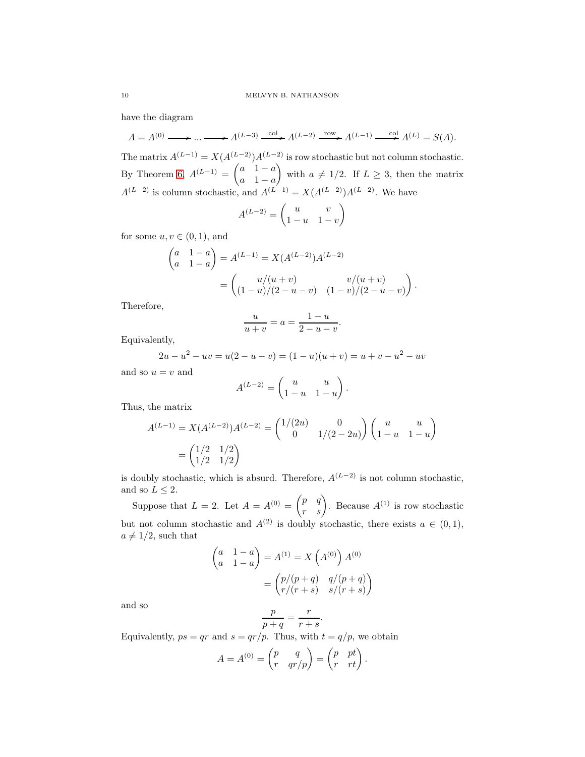have the diagram

$$A = A^{(0)} \longrightarrow ... \longrightarrow A^{(L-3)} \xrightarrow{\text{col}} A^{(L-2)} \xrightarrow{\text{row}} A^{(L-1)} \xrightarrow{\text{col}} A^{(L)} = S(A).$$

The matrix $A^{(L-1)} = X(A^{(L-2)})A^{(L-2)}$ is row stochastic but not column stochastic. By Theorem 6, $A^{(L-1)} = \begin{pmatrix} a & 1-a \\ a & 1-a \end{pmatrix}$ with $a \neq 1/2$. If $L \geq 3$, then the matrix $A^{(L-2)}$ is column stochastic, and $A^{(L-1)} = X(A^{(L-2)})A^{(L-2)}$. We have

$$A^{(L-2)} = \begin{pmatrix} u & v \\ 1-u & 1-v \end{pmatrix}$$

for some $u, v \in (0, 1)$, and

$$\begin{aligned} \begin{pmatrix} a & 1-a \\ a & 1-a \end{pmatrix} &= A^{(L-1)} = X(A^{(L-2)})A^{(L-2)} \\ &= \begin{pmatrix} u/(u+v) & v/(u+v) \\ (1-u)/(2-u-v) & (1-v)/(2-u-v) \end{pmatrix}. \end{aligned}$$

Therefore,

$$\frac{u}{u+v} = a = \frac{1-u}{2-u-v}.$$

Equivalently,

$$2u - u^2 - uv = u(2-u-v) = (1-u)(u+v) = u + v - u^2 - uv$$

and so $u = v$ and

$$A^{(L-2)} = \begin{pmatrix} u & u \\ 1-u & 1-u \end{pmatrix}.$$

Thus, the matrix

$$\begin{aligned} A^{(L-1)} = X(A^{(L-2)})A^{(L-2)} &= \begin{pmatrix} 1/(2u) & 0 \\ 0 & 1/(2-2u) \end{pmatrix} \begin{pmatrix} u & u \\ 1-u & 1-u \end{pmatrix} \\ &= \begin{pmatrix} 1/2 & 1/2 \\ 1/2 & 1/2 \end{pmatrix} \end{aligned}$$

is doubly stochastic, which is absurd. Therefore, $A^{(L-2)}$ is not column stochastic, and so $L \leq 2$.

Suppose that $L = 2$. Let $A = A^{(0)} = \begin{pmatrix} p & q \\ r & s \end{pmatrix}$. Because $A^{(1)}$ is row stochastic but not column stochastic and $A^{(2)}$ is doubly stochastic, there exists $a \in (0, 1)$, $a \neq 1/2$, such that

$$\begin{aligned} \begin{pmatrix} a & 1-a \\ a & 1-a \end{pmatrix} &= A^{(1)} = X\left(A^{(0)}\right) A^{(0)} \\ &= \begin{pmatrix} p/(p+q) & q/(p+q) \\ r/(r+s) & s/(r+s) \end{pmatrix} \end{aligned}$$

and so

$$\frac{p}{p+q} = \frac{r}{r+s}.$$

Equivalently, $ps = qr$ and $s = qr/p$. Thus, with $t = q/p$, we obtain

$$A = A^{(0)} = \begin{pmatrix} p & q \\ r & qr/p \end{pmatrix} = \begin{pmatrix} p & pt \\ r & rt \end{pmatrix}.$$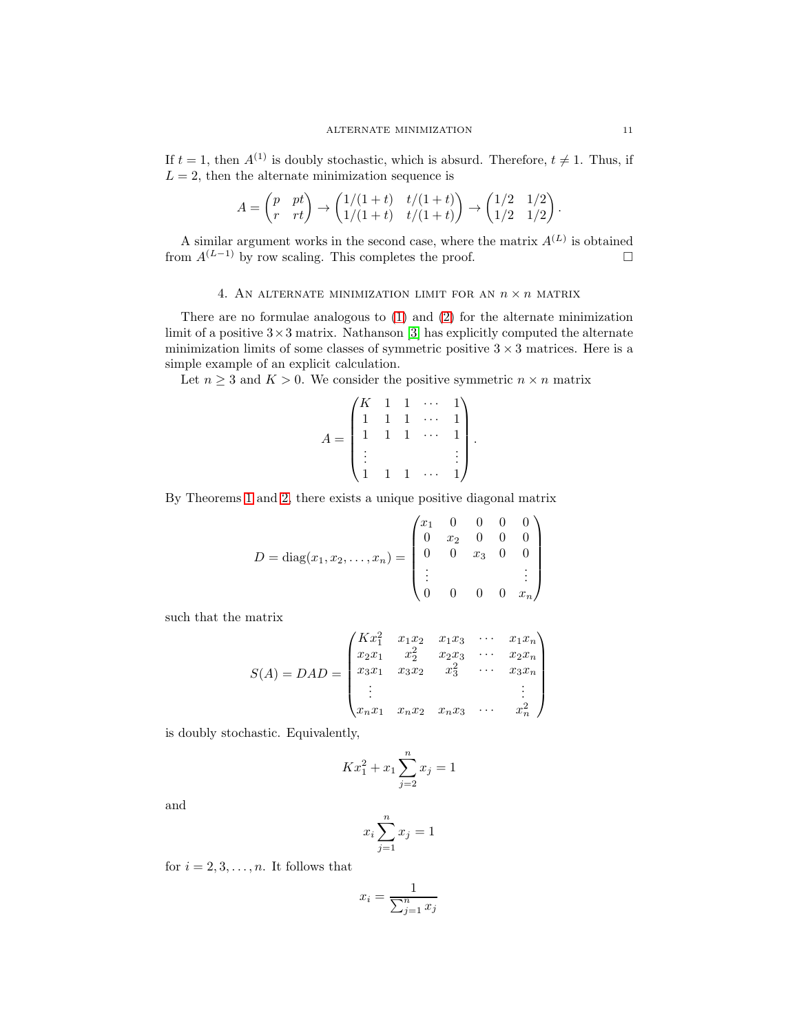If $t = 1$, then $A^{(1)}$ is doubly stochastic, which is absurd. Therefore, $t \neq 1$. Thus, if $L = 2$, then the alternate minimization sequence is

$$A = \begin{pmatrix} p & pt \\ r & rt \end{pmatrix} \to \begin{pmatrix} 1/(1+t) & t/(1+t) \\ 1/(1+t) & t/(1+t) \end{pmatrix} \to \begin{pmatrix} 1/2 & 1/2 \\ 1/2 & 1/2 \end{pmatrix}.$$

A similar argument works in the second case, where the matrix $A^{(L)}$ is obtained from $A^{(L-1)}$ by row scaling. This completes the proof. □

## 4. An alternate minimization limit for an $n \times n$ matrix

There are no formulae analogous to (1) and (2) for the alternate minimization limit of a positive $3 \times 3$ matrix. Nathanson [3] has explicitly computed the alternate minimization limits of some classes of symmetric positive $3 \times 3$ matrices. Here is a simple example of an explicit calculation.

Let $n \geq 3$ and $K > 0$. We consider the positive symmetric $n \times n$ matrix

$$A = \begin{pmatrix} K & 1 & 1 & \cdots & 1 \\ 1 & 1 & 1 & \cdots & 1 \\ 1 & 1 & 1 & \cdots & 1 \\ \vdots & & & & \vdots \\ 1 & 1 & 1 & \cdots & 1 \end{pmatrix}.$$

By Theorems 1 and 2, there exists a unique positive diagonal matrix

$$D = \operatorname{diag}(x_1, x_2, \ldots, x_n) = \begin{pmatrix} x_1 & 0 & 0 & 0 & 0 \\ 0 & x_2 & 0 & 0 & 0 \\ 0 & 0 & x_3 & 0 & 0 \\ \vdots & & & & \vdots \\ 0 & 0 & 0 & 0 & x_n \end{pmatrix}$$

such that the matrix

$$S(A) = DAD = \begin{pmatrix} Kx_1^2 & x_1x_2 & x_1x_3 & \cdots & x_1x_n \\ x_2x_1 & x_2^2 & x_2x_3 & \cdots & x_2x_n \\ x_3x_1 & x_3x_2 & x_3^2 & \cdots & x_3x_n \\ \vdots & & & & \vdots \\ x_nx_1 & x_nx_2 & x_nx_3 & \cdots & x_n^2 \end{pmatrix}$$

is doubly stochastic. Equivalently,

$$Kx_1^2 + x_1 \sum_{j=2}^{n} x_j = 1$$

and

$$x_i \sum_{j=1}^{n} x_j = 1$$

for $i = 2, 3, \ldots, n$. It follows that

$$x_i = \frac{1}{\sum_{j=1}^{n} x_j}$$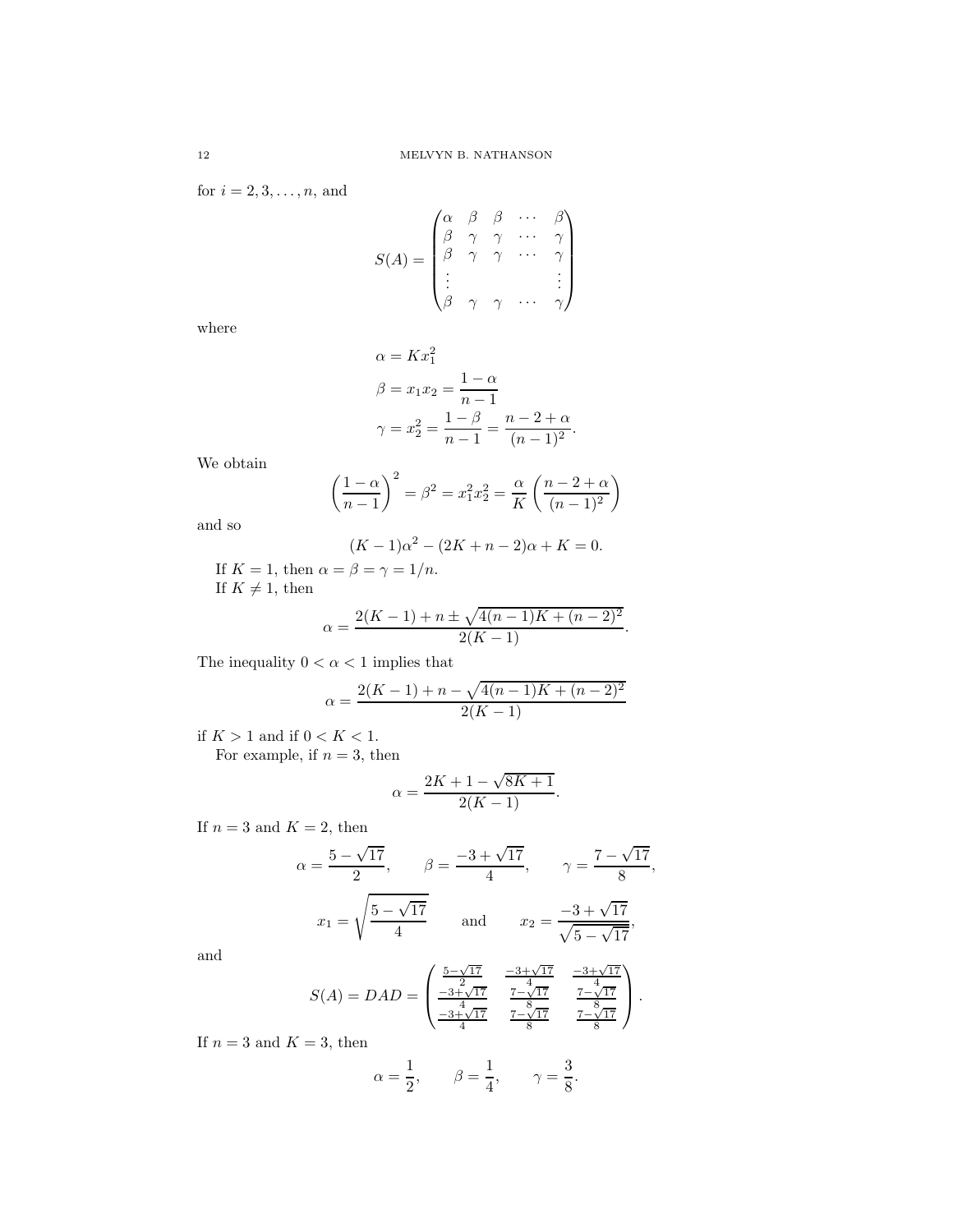for $i = 2, 3, \ldots, n$, and

$$S(A) = \begin{pmatrix} \alpha & \beta & \beta & \cdots & \beta \\ \beta & \gamma & \gamma & \cdots & \gamma \\ \beta & \gamma & \gamma & \cdots & \gamma \\ \vdots & & & & \vdots \\ \beta & \gamma & \gamma & \cdots & \gamma \end{pmatrix}$$

where

$$\begin{aligned} \alpha &= Kx_1^2 \\ \beta &= x_1 x_2 = \frac{1-\alpha}{n-1} \\ \gamma &= x_2^2 = \frac{1-\beta}{n-1} = \frac{n-2+\alpha}{(n-1)^2}. \end{aligned}$$

We obtain

$$\left(\frac{1-\alpha}{n-1}\right)^2 = \beta^2 = x_1^2 x_2^2 = \frac{\alpha}{K}\left(\frac{n-2+\alpha}{(n-1)^2}\right)$$

and so

$$(K-1)\alpha^2 - (2K+n-2)\alpha + K = 0.$$

If $K = 1$, then $\alpha = \beta = \gamma = 1/n$.

If $K \neq 1$, then

$$\alpha = \frac{2(K-1) + n \pm \sqrt{4(n-1)K + (n-2)^2}}{2(K-1)}.$$

The inequality $0 < \alpha < 1$ implies that

$$\alpha = \frac{2(K-1) + n - \sqrt{4(n-1)K + (n-2)^2}}{2(K-1)}$$

if $K > 1$ and if $0 < K < 1$.

For example, if $n = 3$, then

$$\alpha = \frac{2K + 1 - \sqrt{8K+1}}{2(K-1)}.$$

If $n = 3$ and $K = 2$, then

$$\alpha = \frac{5-\sqrt{17}}{2}, \qquad \beta = \frac{-3+\sqrt{17}}{4}, \qquad \gamma = \frac{7-\sqrt{17}}{8},$$

$$x_1 = \sqrt{\frac{5-\sqrt{17}}{4}} \qquad \text{and} \qquad x_2 = \frac{-3+\sqrt{17}}{\sqrt{5-\sqrt{17}}},$$

and

$$S(A) = DAD = \begin{pmatrix} \frac{5-\sqrt{17}}{2} & \frac{-3+\sqrt{17}}{4} & \frac{-3+\sqrt{17}}{4} \\ \frac{-3+\sqrt{17}}{4} & \frac{7-\sqrt{17}}{8} & \frac{7-\sqrt{17}}{8} \\ \frac{-3+\sqrt{17}}{4} & \frac{7-\sqrt{17}}{8} & \frac{7-\sqrt{17}}{8} \end{pmatrix}.$$

If $n = 3$ and $K = 3$, then

$$\alpha = \frac{1}{2}, \qquad \beta = \frac{1}{4}, \qquad \gamma = \frac{3}{8}.$$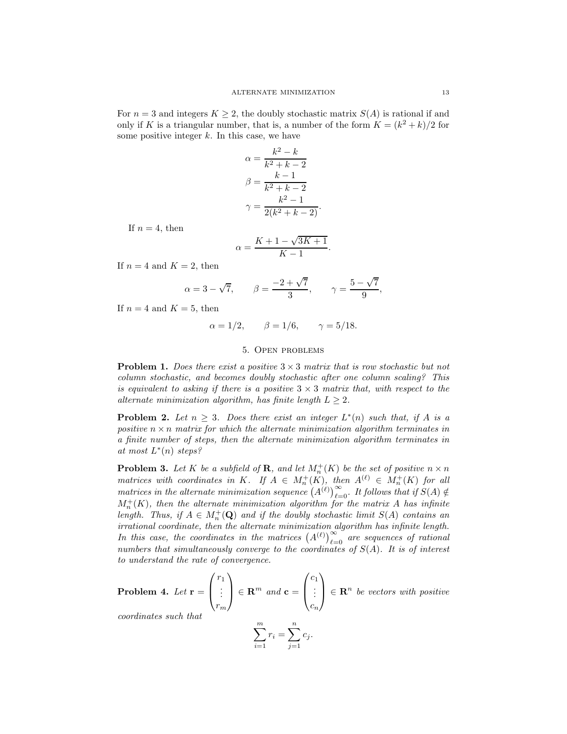For $n = 3$ and integers $K \geq 2$, the doubly stochastic matrix $S(A)$ is rational if and only if $K$ is a triangular number, that is, a number of the form $K = (k^2 + k)/2$ for some positive integer $k$. In this case, we have

$$\alpha = \frac{k^2 - k}{k^2 + k - 2}$$

$$\beta = \frac{k - 1}{k^2 + k - 2}$$

$$\gamma = \frac{k^2 - 1}{2(k^2 + k - 2)}.$$

If $n = 4$, then

$$\alpha = \frac{K + 1 - \sqrt{3K + 1}}{K - 1}.$$

If $n = 4$ and $K = 2$, then

$$\alpha = 3 - \sqrt{7}, \qquad \beta = \frac{-2 + \sqrt{7}}{3}, \qquad \gamma = \frac{5 - \sqrt{7}}{9},$$

If $n = 4$ and $K = 5$, then

$$\alpha = 1/2, \qquad \beta = 1/6, \qquad \gamma = 5/18.$$

## 5. Open problems

**Problem 1.** *Does there exist a positive $3 \times 3$ matrix that is row stochastic but not column stochastic, and becomes doubly stochastic after one column scaling? This is equivalent to asking if there is a positive $3 \times 3$ matrix that, with respect to the alternate minimization algorithm, has finite length $L \geq 2$.*

**Problem 2.** *Let $n \geq 3$. Does there exist an integer $L^*(n)$ such that, if $A$ is a positive $n \times n$ matrix for which the alternate minimization algorithm terminates in a finite number of steps, then the alternate minimization algorithm terminates in at most $L^*(n)$ steps?*

**Problem 3.** *Let $K$ be a subfield of $\mathbf{R}$, and let $M_n^+(K)$ be the set of positive $n \times n$ matrices with coordinates in $K$. If $A \in M_n^+(K)$, then $A^{(\ell)} \in M_n^+(K)$ for all matrices in the alternate minimization sequence $\left(A^{(\ell)}\right)_{\ell=0}^{\infty}$. It follows that if $S(A) \notin M_n^+(K)$, then the alternate minimization algorithm for the matrix $A$ has infinite length. Thus, if $A \in M_n^+(\mathbf{Q})$ and if the doubly stochastic limit $S(A)$ contains an irrational coordinate, then the alternate minimization algorithm has infinite length. In this case, the coordinates in the matrices $\left(A^{(\ell)}\right)_{\ell=0}^{\infty}$ are sequences of rational numbers that simultaneously converge to the coordinates of $S(A)$. It is of interest to understand the rate of convergence.*

**Problem 4.** *Let $\mathbf{r} = \begin{pmatrix} r_1 \\ \vdots \\ r_m \end{pmatrix} \in \mathbf{R}^m$ and $\mathbf{c} = \begin{pmatrix} c_1 \\ \vdots \\ c_n \end{pmatrix} \in \mathbf{R}^n$ be vectors with positive coordinates such that*

$$\sum_{i=1}^{m} r_i = \sum_{j=1}^{n} c_j.$$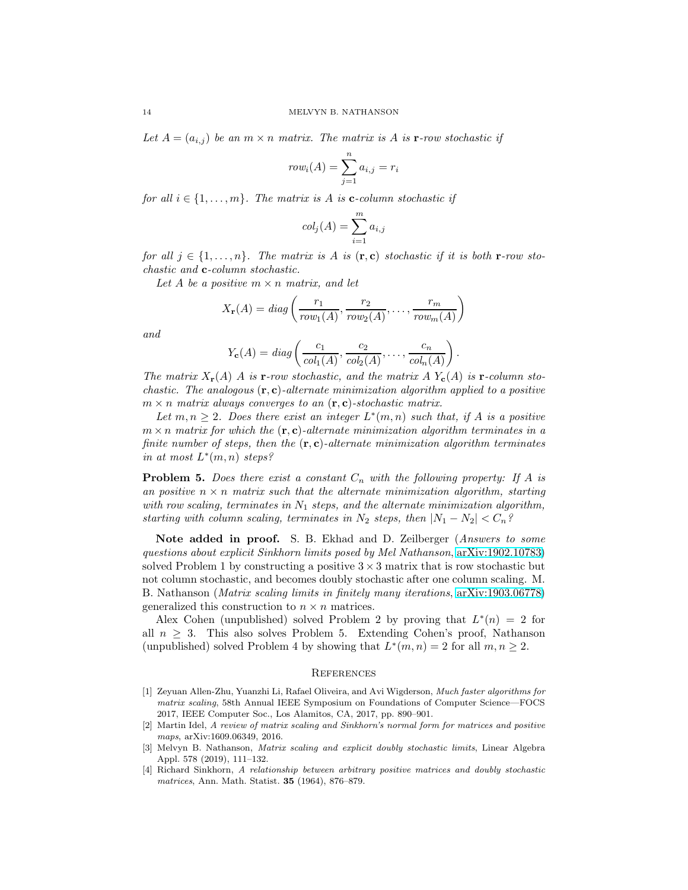*Let $A = (a_{i,j})$ be an $m \times n$ matrix. The matrix is $A$ is* **r***-row stochastic if*

$$row_i(A) = \sum_{j=1}^{n} a_{i,j} = r_i$$

*for all $i \in \{1, \ldots, m\}$. The matrix is $A$ is* **c***-column stochastic if*

$$col_j(A) = \sum_{i=1}^{m} a_{i,j}$$

*for all $j \in \{1, \ldots, n\}$. The matrix is $A$ is $(\mathbf{r}, \mathbf{c})$ stochastic if it is both* **r***-row stochastic and* **c***-column stochastic.*

*Let $A$ be a positive $m \times n$ matrix, and let*

$$X_{\mathbf{r}}(A) = diag\left(\frac{r_1}{row_1(A)}, \frac{r_2}{row_2(A)}, \ldots, \frac{r_m}{row_m(A)}\right)$$

*and*

$$Y_{\mathbf{c}}(A) = diag\left(\frac{c_1}{col_1(A)}, \frac{c_2}{col_2(A)}, \ldots, \frac{c_n}{col_n(A)}\right).$$

*The matrix $X_{\mathbf{r}}(A)\ A$ is* **r***-row stochastic, and the matrix $A\ Y_{\mathbf{c}}(A)$ is* **r***-column stochastic. The analogous $(\mathbf{r}, \mathbf{c})$-alternate minimization algorithm applied to a positive $m \times n$ matrix always converges to an $(\mathbf{r}, \mathbf{c})$-stochastic matrix.*

*Let $m, n \geq 2$. Does there exist an integer $L^*(m, n)$ such that, if $A$ is a positive $m \times n$ matrix for which the $(\mathbf{r}, \mathbf{c})$-alternate minimization algorithm terminates in a finite number of steps, then the $(\mathbf{r}, \mathbf{c})$-alternate minimization algorithm terminates in at most $L^*(m, n)$ steps?*

**Problem 5.** *Does there exist a constant $C_n$ with the following property: If $A$ is an positive $n \times n$ matrix such that the alternate minimization algorithm, starting with row scaling, terminates in $N_1$ steps, and the alternate minimization algorithm, starting with column scaling, terminates in $N_2$ steps, then $|N_1 - N_2| < C_n$?*

**Note added in proof.** S. B. Ekhad and D. Zeilberger (*Answers to some questions about explicit Sinkhorn limits posed by Mel Nathanson*, arXiv:1902.10783) solved Problem 1 by constructing a positive $3 \times 3$ matrix that is row stochastic but not column stochastic, and becomes doubly stochastic after one column scaling. M. B. Nathanson (*Matrix scaling limits in finitely many iterations*, arXiv:1903.06778) generalized this construction to $n \times n$ matrices.

Alex Cohen (unpublished) solved Problem 2 by proving that $L^*(n) = 2$ for all $n \geq 3$. This also solves Problem 5. Extending Cohen's proof, Nathanson (unpublished) solved Problem 4 by showing that $L^*(m, n) = 2$ for all $m, n \geq 2$.

## References

[1] Zeyuan Allen-Zhu, Yuanzhi Li, Rafael Oliveira, and Avi Wigderson, *Much faster algorithms for matrix scaling*, 58th Annual IEEE Symposium on Foundations of Computer Science—FOCS 2017, IEEE Computer Soc., Los Alamitos, CA, 2017, pp. 890–901.

[2] Martin Idel, *A review of matrix scaling and Sinkhorn's normal form for matrices and positive maps*, arXiv:1609.06349, 2016.

[3] Melvyn B. Nathanson, *Matrix scaling and explicit doubly stochastic limits*, Linear Algebra Appl. 578 (2019), 111–132.

[4] Richard Sinkhorn, *A relationship between arbitrary positive matrices and doubly stochastic matrices*, Ann. Math. Statist. **35** (1964), 876–879.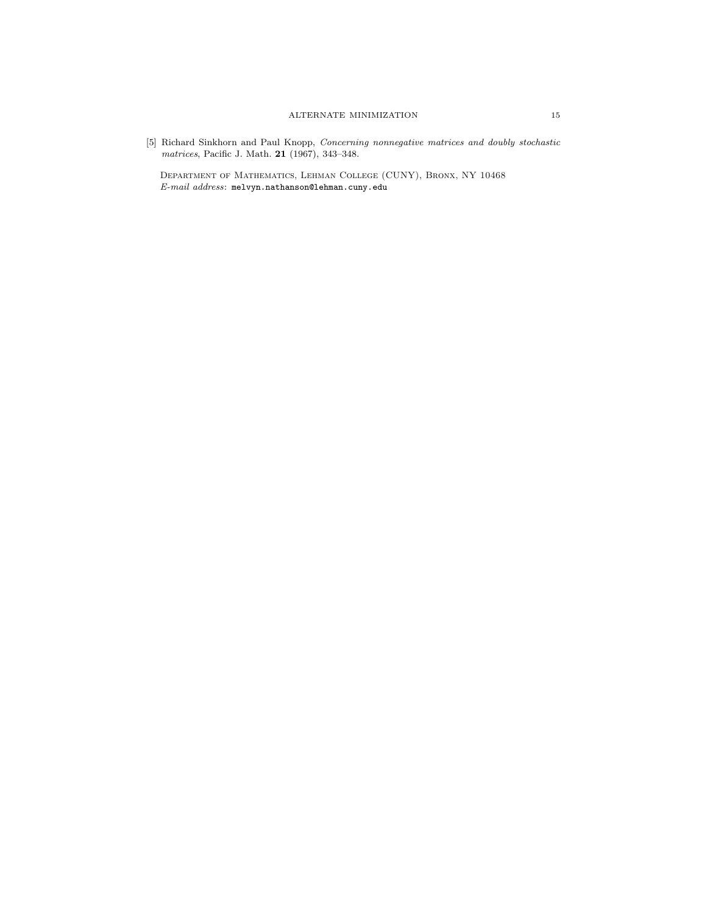[5] Richard Sinkhorn and Paul Knopp, *Concerning nonnegative matrices and doubly stochastic matrices*, Pacific J. Math. **21** (1967), 343–348.

Department of Mathematics, Lehman College (CUNY), Bronx, NY 10468
*E-mail address*: melvyn.nathanson@lehman.cuny.edu